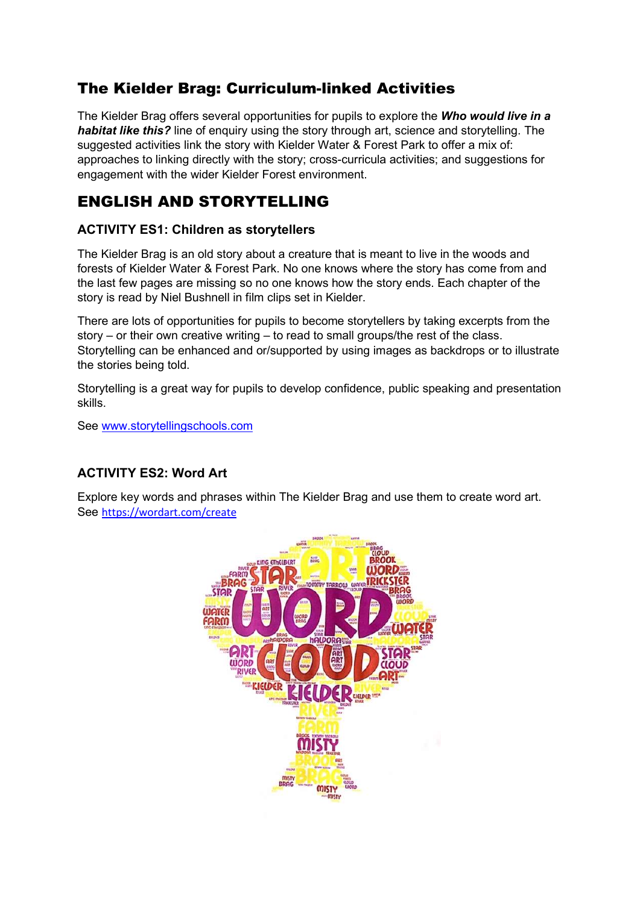# The Kielder Brag: Curriculum-linked Activities

The Kielder Brag offers several opportunities for pupils to explore the ***Who would live in a habitat like this?*** line of enquiry using the story through art, science and storytelling. The suggested activities link the story with Kielder Water & Forest Park to offer a mix of: approaches to linking directly with the story; cross-curricula activities; and suggestions for engagement with the wider Kielder Forest environment.

## ENGLISH AND STORYTELLING

### ACTIVITY ES1: Children as storytellers

The Kielder Brag is an old story about a creature that is meant to live in the woods and forests of Kielder Water & Forest Park. No one knows where the story has come from and the last few pages are missing so no one knows how the story ends. Each chapter of the story is read by Niel Bushnell in film clips set in Kielder.

There are lots of opportunities for pupils to become storytellers by taking excerpts from the story – or their own creative writing – to read to small groups/the rest of the class. Storytelling can be enhanced and or/supported by using images as backdrops or to illustrate the stories being told.

Storytelling is a great way for pupils to develop confidence, public speaking and presentation skills.

See [www.storytellingschools.com](http://www.storytellingschools.com)

### ACTIVITY ES2: Word Art

Explore key words and phrases within The Kielder Brag and use them to create word art. See [https://wordart.com/create](https://wordart.com/create)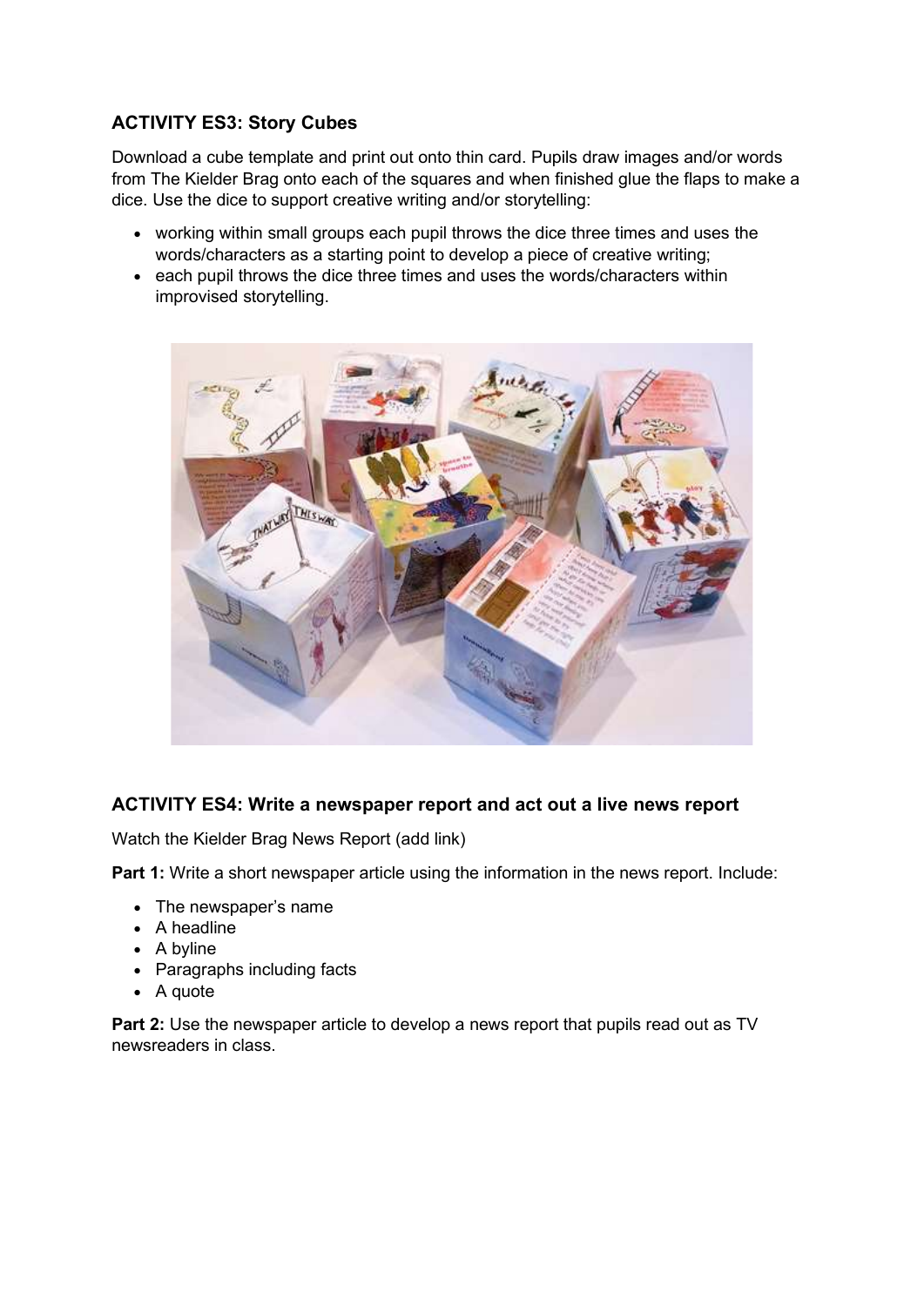### ACTIVITY ES3: Story Cubes

Download a cube template and print out onto thin card. Pupils draw images and/or words from The Kielder Brag onto each of the squares and when finished glue the flaps to make a dice. Use the dice to support creative writing and/or storytelling:

- working within small groups each pupil throws the dice three times and uses the words/characters as a starting point to develop a piece of creative writing;
- each pupil throws the dice three times and uses the words/characters within improvised storytelling.

### ACTIVITY ES4: Write a newspaper report and act out a live news report

Watch the Kielder Brag News Report (add link)

**Part 1:** Write a short newspaper article using the information in the news report. Include:

- The newspaper's name
- A headline
- A byline
- Paragraphs including facts
- A quote

**Part 2:** Use the newspaper article to develop a news report that pupils read out as TV newsreaders in class.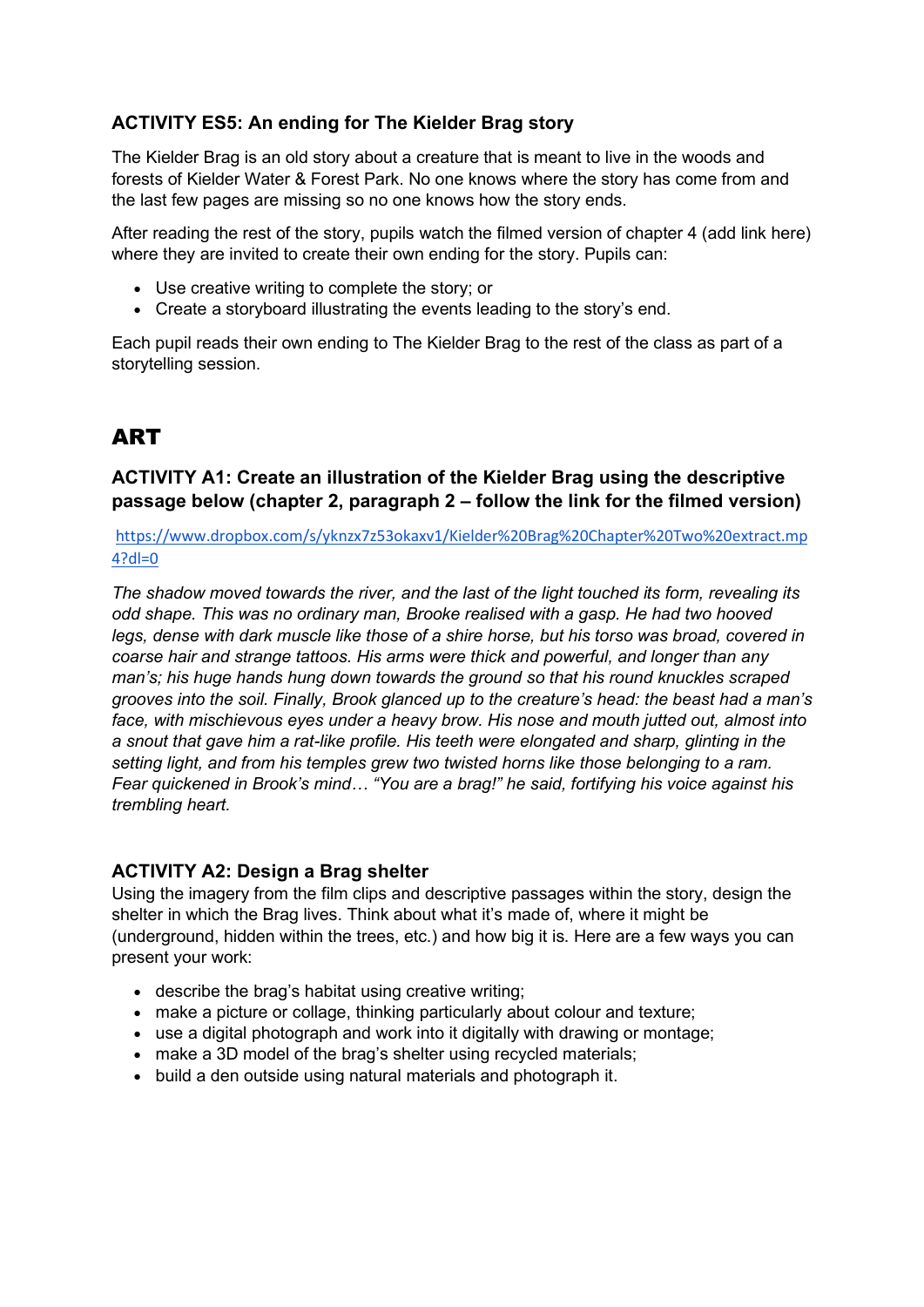### ACTIVITY ES5: An ending for The Kielder Brag story

The Kielder Brag is an old story about a creature that is meant to live in the woods and forests of Kielder Water & Forest Park. No one knows where the story has come from and the last few pages are missing so no one knows how the story ends.

After reading the rest of the story, pupils watch the filmed version of chapter 4 (add link here) where they are invited to create their own ending for the story. Pupils can:

- Use creative writing to complete the story; or
- Create a storyboard illustrating the events leading to the story's end.

Each pupil reads their own ending to The Kielder Brag to the rest of the class as part of a storytelling session.

## ART

### ACTIVITY A1: Create an illustration of the Kielder Brag using the descriptive passage below (chapter 2, paragraph 2 – follow the link for the filmed version)

https://www.dropbox.com/s/yknzx7z53okaxv1/Kielder%20Brag%20Chapter%20Two%20extract.mp4?dl=0

*The shadow moved towards the river, and the last of the light touched its form, revealing its odd shape. This was no ordinary man, Brooke realised with a gasp. He had two hooved legs, dense with dark muscle like those of a shire horse, but his torso was broad, covered in coarse hair and strange tattoos. His arms were thick and powerful, and longer than any man's; his huge hands hung down towards the ground so that his round knuckles scraped grooves into the soil. Finally, Brook glanced up to the creature's head: the beast had a man's face, with mischievous eyes under a heavy brow. His nose and mouth jutted out, almost into a snout that gave him a rat-like profile. His teeth were elongated and sharp, glinting in the setting light, and from his temples grew two twisted horns like those belonging to a ram. Fear quickened in Brook's mind… "You are a brag!" he said, fortifying his voice against his trembling heart.*

### ACTIVITY A2: Design a Brag shelter

Using the imagery from the film clips and descriptive passages within the story, design the shelter in which the Brag lives. Think about what it's made of, where it might be (underground, hidden within the trees, etc.) and how big it is. Here are a few ways you can present your work:

- describe the brag's habitat using creative writing;
- make a picture or collage, thinking particularly about colour and texture;
- use a digital photograph and work into it digitally with drawing or montage;
- make a 3D model of the brag's shelter using recycled materials;
- build a den outside using natural materials and photograph it.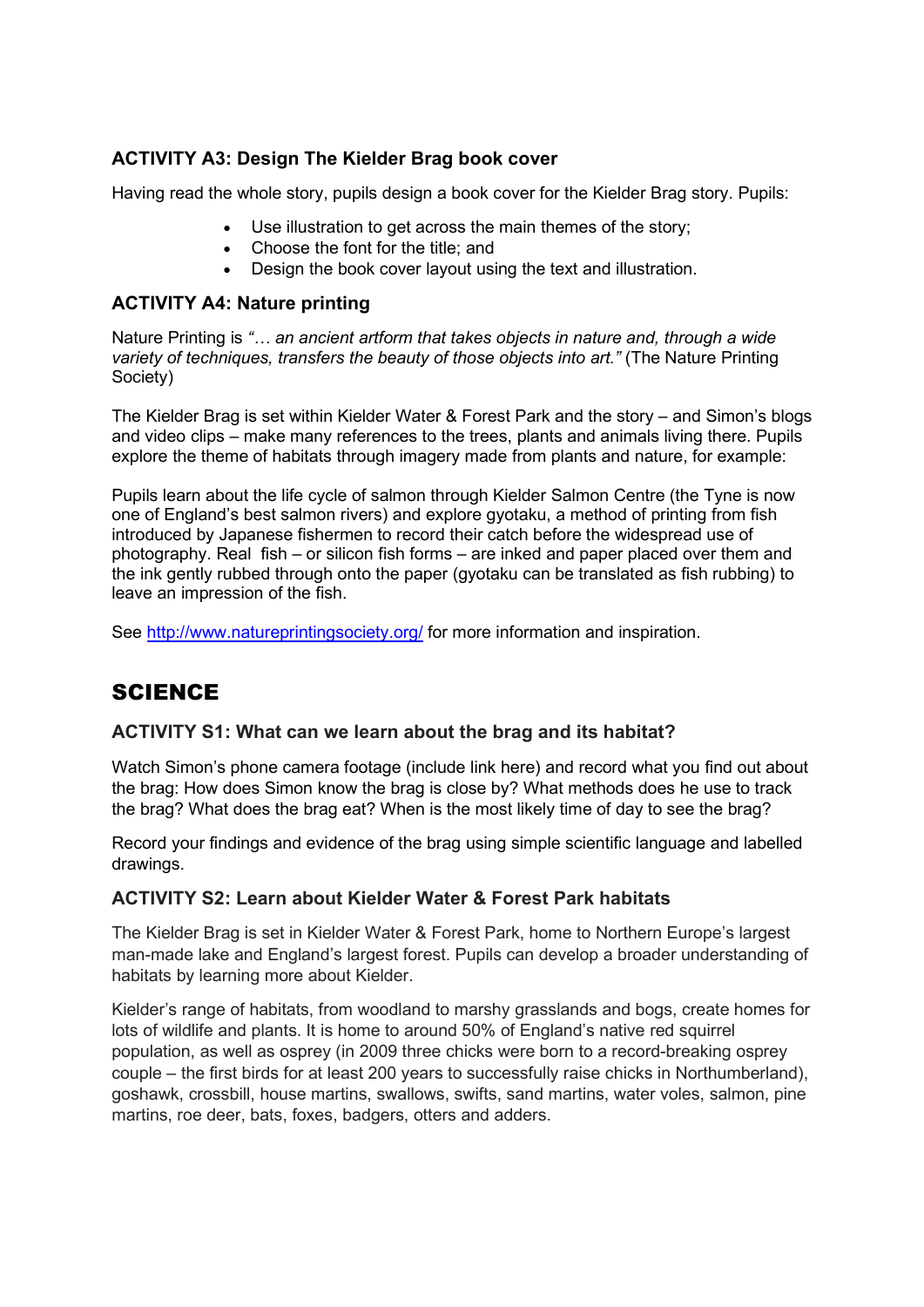### ACTIVITY A3: Design The Kielder Brag book cover

Having read the whole story, pupils design a book cover for the Kielder Brag story. Pupils:

- Use illustration to get across the main themes of the story;
- Choose the font for the title; and
- Design the book cover layout using the text and illustration.

### ACTIVITY A4: Nature printing

Nature Printing is *"… an ancient artform that takes objects in nature and, through a wide variety of techniques, transfers the beauty of those objects into art."* (The Nature Printing Society)

The Kielder Brag is set within Kielder Water & Forest Park and the story – and Simon's blogs and video clips – make many references to the trees, plants and animals living there. Pupils explore the theme of habitats through imagery made from plants and nature, for example:

Pupils learn about the life cycle of salmon through Kielder Salmon Centre (the Tyne is now one of England's best salmon rivers) and explore gyotaku, a method of printing from fish introduced by Japanese fishermen to record their catch before the widespread use of photography. Real fish – or silicon fish forms – are inked and paper placed over them and the ink gently rubbed through onto the paper (gyotaku can be translated as fish rubbing) to leave an impression of the fish.

See [http://www.natureprintingsociety.org/](http://www.natureprintingsociety.org/) for more information and inspiration.

## SCIENCE

### ACTIVITY S1: What can we learn about the brag and its habitat?

Watch Simon's phone camera footage (include link here) and record what you find out about the brag: How does Simon know the brag is close by? What methods does he use to track the brag? What does the brag eat? When is the most likely time of day to see the brag?

Record your findings and evidence of the brag using simple scientific language and labelled drawings.

### ACTIVITY S2: Learn about Kielder Water & Forest Park habitats

The Kielder Brag is set in Kielder Water & Forest Park, home to Northern Europe's largest man-made lake and England's largest forest. Pupils can develop a broader understanding of habitats by learning more about Kielder.

Kielder's range of habitats, from woodland to marshy grasslands and bogs, create homes for lots of wildlife and plants. It is home to around 50% of England's native red squirrel population, as well as osprey (in 2009 three chicks were born to a record-breaking osprey couple – the first birds for at least 200 years to successfully raise chicks in Northumberland), goshawk, crossbill, house martins, swallows, swifts, sand martins, water voles, salmon, pine martins, roe deer, bats, foxes, badgers, otters and adders.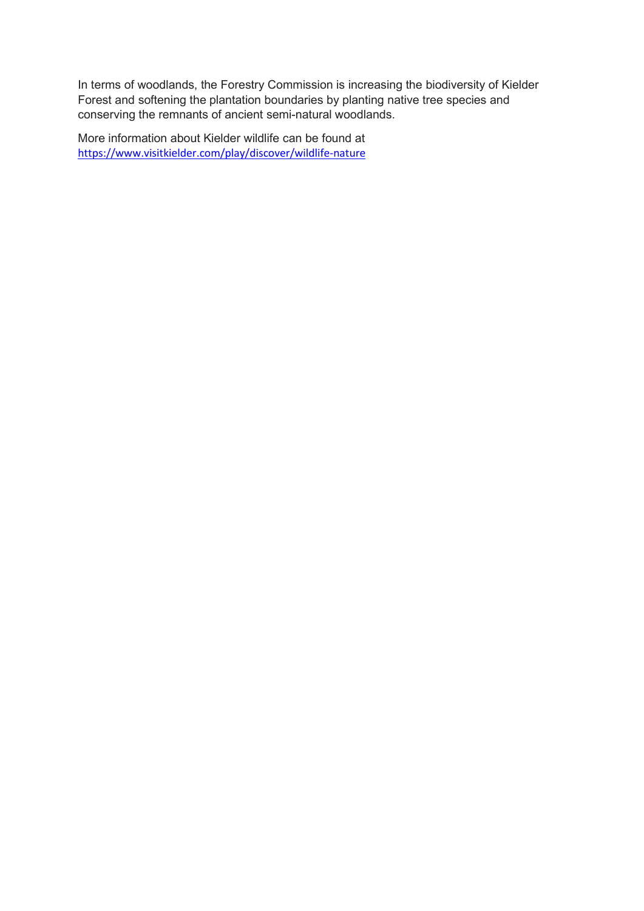In terms of woodlands, the Forestry Commission is increasing the biodiversity of Kielder Forest and softening the plantation boundaries by planting native tree species and conserving the remnants of ancient semi-natural woodlands.

More information about Kielder wildlife can be found at https://www.visitkielder.com/play/discover/wildlife-nature